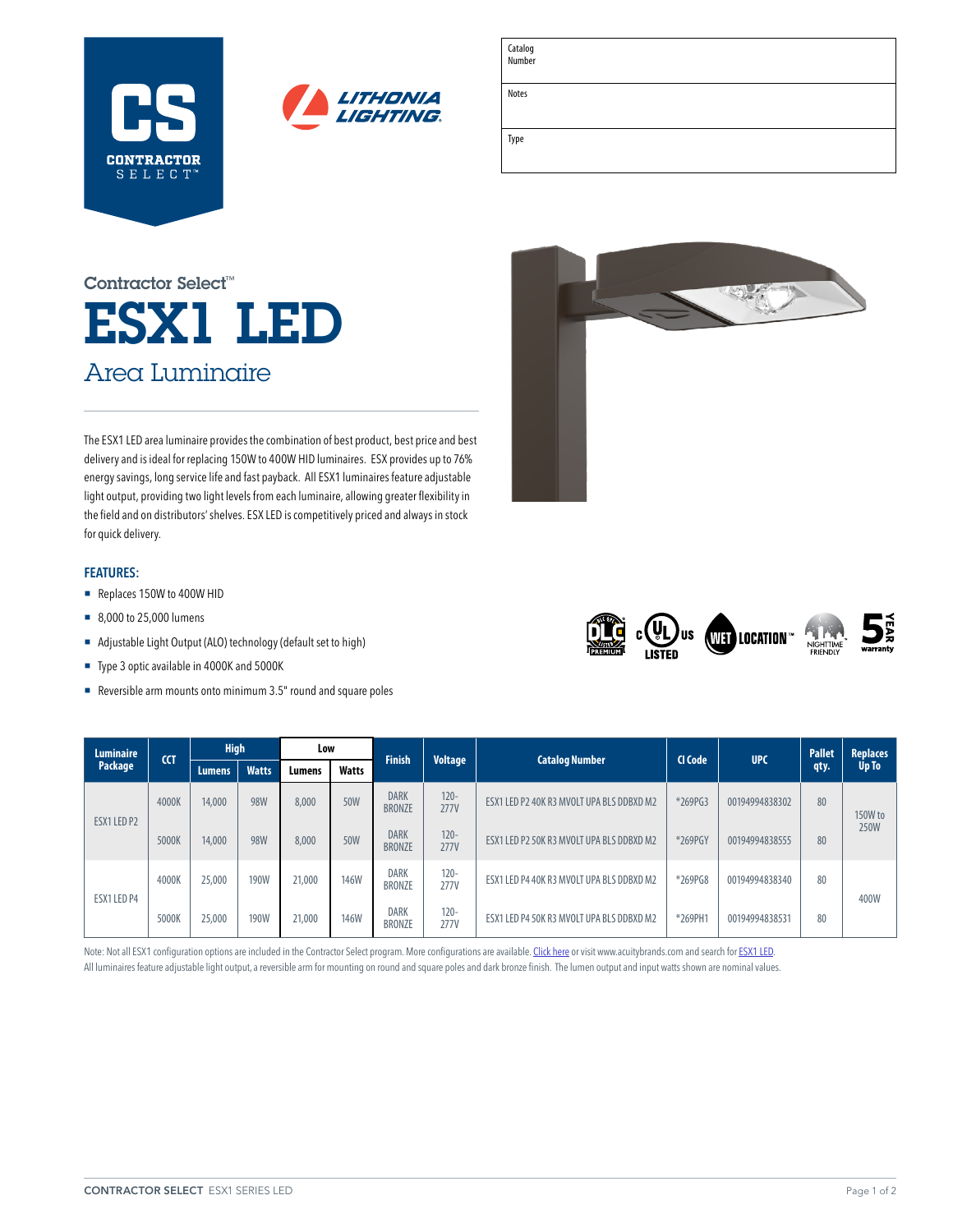CS CONTRACTOR SELECT™

LITHONIA LIGHTING

| Catalog Number | |
|---|---|
| Notes | |
| Type | |

Contractor Select™

# ESX1 LED

## Area Luminaire

The ESX1 LED area luminaire provides the combination of best product, best price and best delivery and is ideal for replacing 150W to 400W HID luminaires. ESX provides up to 76% energy savings, long service life and fast payback. All ESX1 luminaires feature adjustable light output, providing two light levels from each luminaire, allowing greater flexibility in the field and on distributors' shelves. ESX LED is competitively priced and always in stock for quick delivery.

### FEATURES:

- Replaces 150W to 400W HID
- 8,000 to 25,000 lumens
- Adjustable Light Output (ALO) technology (default set to high)
- Type 3 optic available in 4000K and 5000K
- Reversible arm mounts onto minimum 3.5" round and square poles

DLC PREMIUM | c UL us LISTED | WET LOCATION™ | NIGHTTIME FRIENDLY | 5 YEAR warranty

| Luminaire Package | CCT | High | | Low | | Finish | Voltage | Catalog Number | CI Code | UPC | Pallet qty. | Replaces Up To |
|---|---|---|---|---|---|---|---|---|---|---|---|---|
| | | Lumens | Watts | Lumens | Watts | | | | | | | |
| ESX1 LED P2 | 4000K | 14,000 | 98W | 8,000 | 50W | DARK BRONZE | 120-277V | ESX1 LED P2 40K R3 MVOLT UPA BLS DDBXD M2 | *269PG3 | 00194994838302 | 80 | 150W to 250W |
| | 5000K | 14,000 | 98W | 8,000 | 50W | DARK BRONZE | 120-277V | ESX1 LED P2 50K R3 MVOLT UPA BLS DDBXD M2 | *269PGY | 00194994838555 | 80 | |
| ESX1 LED P4 | 4000K | 25,000 | 190W | 21,000 | 146W | DARK BRONZE | 120-277V | ESX1 LED P4 40K R3 MVOLT UPA BLS DDBXD M2 | *269PG8 | 00194994838340 | 80 | 400W |
| | 5000K | 25,000 | 190W | 21,000 | 146W | DARK BRONZE | 120-277V | ESX1 LED P4 50K R3 MVOLT UPA BLS DDBXD M2 | *269PH1 | 00194994838531 | 80 | |

Note: Not all ESX1 configuration options are included in the Contractor Select program. More configurations are available. Click here or visit www.acuitybrands.com and search for ESX1 LED.
All luminaires feature adjustable light output, a reversible arm for mounting on round and square poles and dark bronze finish. The lumen output and input watts shown are nominal values.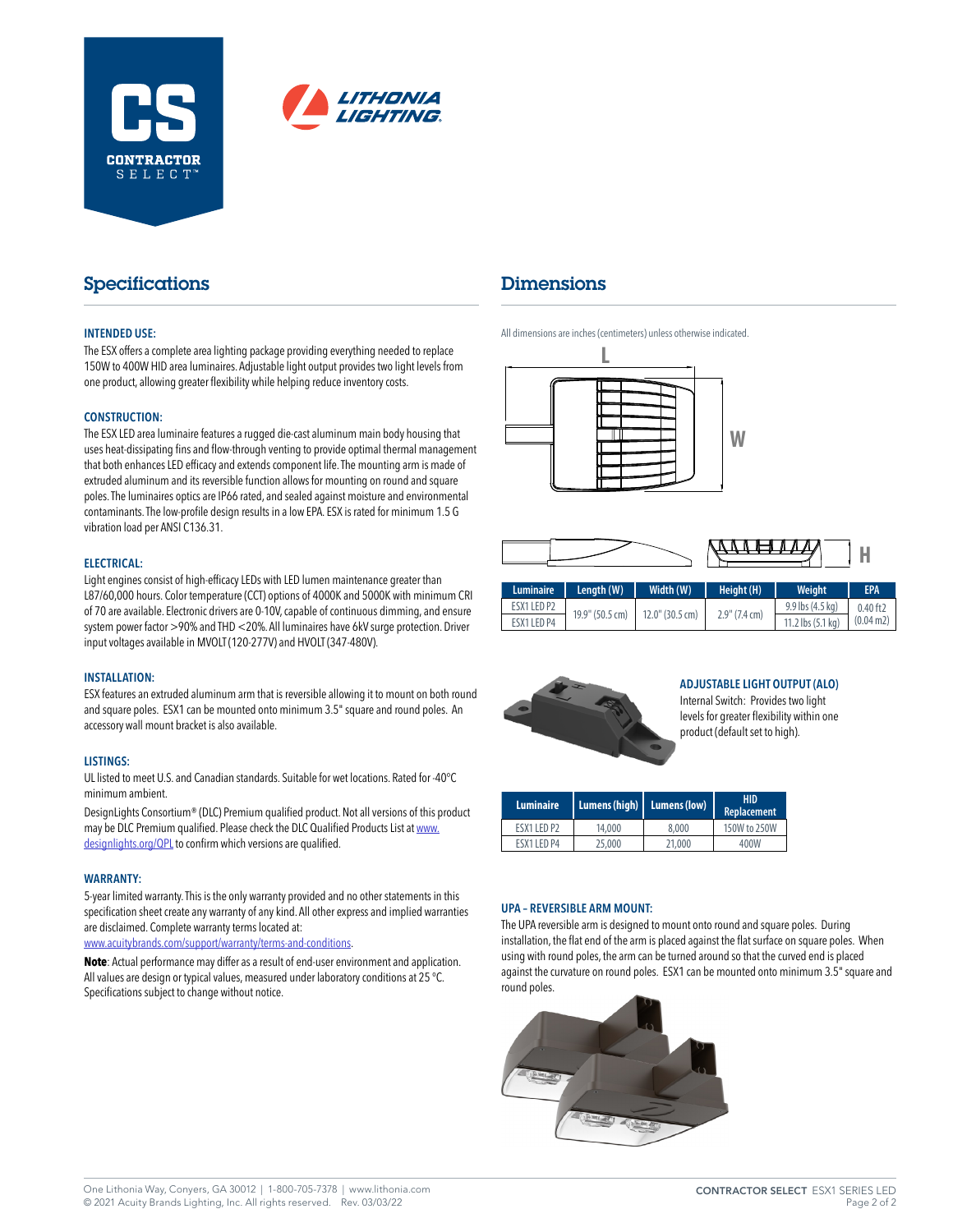CS

CONTRACTOR SELECT™

LITHONIA LIGHTING.

## Specifications

### INTENDED USE:

The ESX offers a complete area lighting package providing everything needed to replace 150W to 400W HID area luminaires. Adjustable light output provides two light levels from one product, allowing greater flexibility while helping reduce inventory costs.

### CONSTRUCTION:

The ESX LED area luminaire features a rugged die-cast aluminum main body housing that uses heat-dissipating fins and flow-through venting to provide optimal thermal management that both enhances LED efficacy and extends component life. The mounting arm is made of extruded aluminum and its reversible function allows for mounting on round and square poles. The luminaires optics are IP66 rated, and sealed against moisture and environmental contaminants. The low-profile design results in a low EPA. ESX is rated for minimum 1.5 G vibration load per ANSI C136.31.

### ELECTRICAL:

Light engines consist of high-efficacy LEDs with LED lumen maintenance greater than L87/60,000 hours. Color temperature (CCT) options of 4000K and 5000K with minimum CRI of 70 are available. Electronic drivers are 0-10V, capable of continuous dimming, and ensure system power factor >90% and THD <20%. All luminaires have 6kV surge protection. Driver input voltages available in MVOLT (120-277V) and HVOLT (347-480V).

### INSTALLATION:

ESX features an extruded aluminum arm that is reversible allowing it to mount on both round and square poles. ESX1 can be mounted onto minimum 3.5" square and round poles. An accessory wall mount bracket is also available.

### LISTINGS:

UL listed to meet U.S. and Canadian standards. Suitable for wet locations. Rated for -40°C minimum ambient.

DesignLights Consortium® (DLC) Premium qualified product. Not all versions of this product may be DLC Premium qualified. Please check the DLC Qualified Products List at www.designlights.org/QPL to confirm which versions are qualified.

### WARRANTY:

5-year limited warranty. This is the only warranty provided and no other statements in this specification sheet create any warranty of any kind. All other express and implied warranties are disclaimed. Complete warranty terms located at:
www.acuitybrands.com/support/warranty/terms-and-conditions.

**Note**: Actual performance may differ as a result of end-user environment and application. All values are design or typical values, measured under laboratory conditions at 25 °C. Specifications subject to change without notice.

## Dimensions

All dimensions are inches (centimeters) unless otherwise indicated.

L

W

H

| Luminaire | Length (W) | Width (W) | Height (H) | Weight | EPA |
|---|---|---|---|---|---|
| ESX1 LED P2 | 19.9" (50.5 cm) | 12.0" (30.5 cm) | 2.9" (7.4 cm) | 9.9 lbs (4.5 kg) | 0.40 ft2 (0.04 m2) |
| ESX1 LED P4 | | | | 11.2 lbs (5.1 kg) | |

### ADJUSTABLE LIGHT OUTPUT (ALO)

Internal Switch: Provides two light levels for greater flexibility within one product (default set to high).

| Luminaire | Lumens (high) | Lumens (low) | HID Replacement |
|---|---|---|---|
| ESX1 LED P2 | 14,000 | 8,000 | 150W to 250W |
| ESX1 LED P4 | 25,000 | 21,000 | 400W |

### UPA – REVERSIBLE ARM MOUNT:

The UPA reversible arm is designed to mount onto round and square poles. During installation, the flat end of the arm is placed against the flat surface on square poles. When using with round poles, the arm can be turned around so that the curved end is placed against the curvature on round poles. ESX1 can be mounted onto minimum 3.5" square and round poles.

One Lithonia Way, Conyers, GA 30012 | 1-800-705-7378 | www.lithonia.com
© 2021 Acuity Brands Lighting, Inc. All rights reserved. Rev. 03/03/22

CONTRACTOR SELECT ESX1 SERIES LED